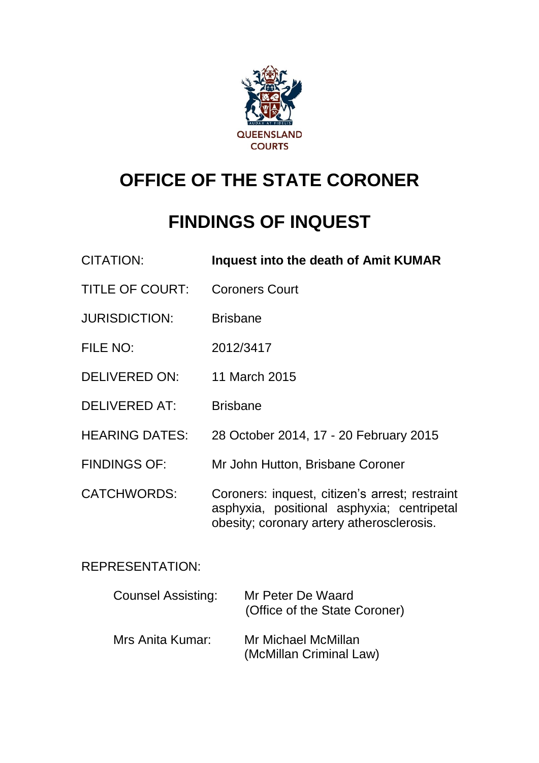QUEENSLAND COURTS

# OFFICE OF THE STATE CORONER

# FINDINGS OF INQUEST

| | |
|---|---|
| CITATION: | **Inquest into the death of Amit KUMAR** |
| TITLE OF COURT: | Coroners Court |
| JURISDICTION: | Brisbane |
| FILE NO: | 2012/3417 |
| DELIVERED ON: | 11 March 2015 |
| DELIVERED AT: | Brisbane |
| HEARING DATES: | 28 October 2014, 17 - 20 February 2015 |
| FINDINGS OF: | Mr John Hutton, Brisbane Coroner |
| CATCHWORDS: | Coroners: inquest, citizen's arrest; restraint asphyxia, positional asphyxia; centripetal obesity; coronary artery atherosclerosis. |

REPRESENTATION:

| | |
|---|---|
| Counsel Assisting: | Mr Peter De Waard (Office of the State Coroner) |
| Mrs Anita Kumar: | Mr Michael McMillan (McMillan Criminal Law) |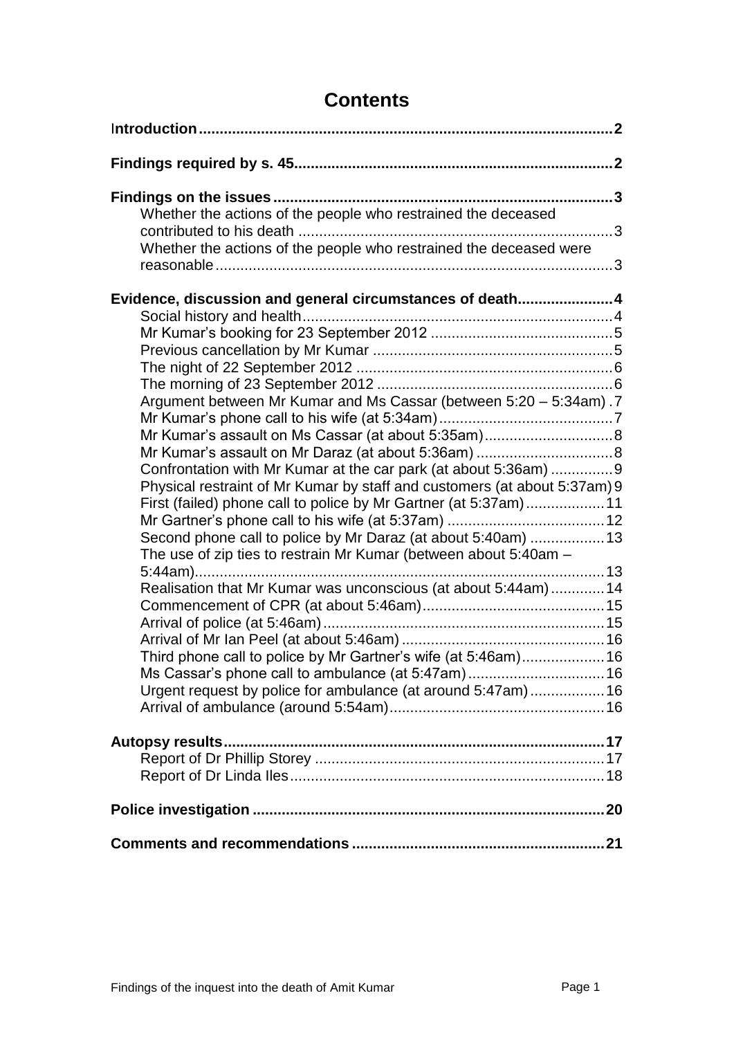# Contents

**Introduction** .......... **2**

**Findings required by s. 45** .......... **2**

**Findings on the issues** .......... **3**

- Whether the actions of the people who restrained the deceased contributed to his death .......... 3
- Whether the actions of the people who restrained the deceased were reasonable .......... 3

**Evidence, discussion and general circumstances of death** .......... **4**

- Social history and health .......... 4
- Mr Kumar's booking for 23 September 2012 .......... 5
- Previous cancellation by Mr Kumar .......... 5
- The night of 22 September 2012 .......... 6
- The morning of 23 September 2012 .......... 6
- Argument between Mr Kumar and Ms Cassar (between 5:20 – 5:34am) .......... 7
- Mr Kumar's phone call to his wife (at 5:34am) .......... 7
- Mr Kumar's assault on Ms Cassar (at about 5:35am) .......... 8
- Mr Kumar's assault on Mr Daraz (at about 5:36am) .......... 8
- Confrontation with Mr Kumar at the car park (at about 5:36am) .......... 9
- Physical restraint of Mr Kumar by staff and customers (at about 5:37am) .......... 9
- First (failed) phone call to police by Mr Gartner (at 5:37am) .......... 11
- Mr Gartner's phone call to his wife (at 5:37am) .......... 12
- Second phone call to police by Mr Daraz (at about 5:40am) .......... 13
- The use of zip ties to restrain Mr Kumar (between about 5:40am – 5:44am) .......... 13
- Realisation that Mr Kumar was unconscious (at about 5:44am) .......... 14
- Commencement of CPR (at about 5:46am) .......... 15
- Arrival of police (at 5:46am) .......... 15
- Arrival of Mr Ian Peel (at about 5:46am) .......... 16
- Third phone call to police by Mr Gartner's wife (at 5:46am) .......... 16
- Ms Cassar's phone call to ambulance (at 5:47am) .......... 16
- Urgent request by police for ambulance (at around 5:47am) .......... 16
- Arrival of ambulance (around 5:54am) .......... 16

**Autopsy results** .......... **17**

- Report of Dr Phillip Storey .......... 17
- Report of Dr Linda Iles .......... 18

**Police investigation** .......... **20**

**Comments and recommendations** .......... **21**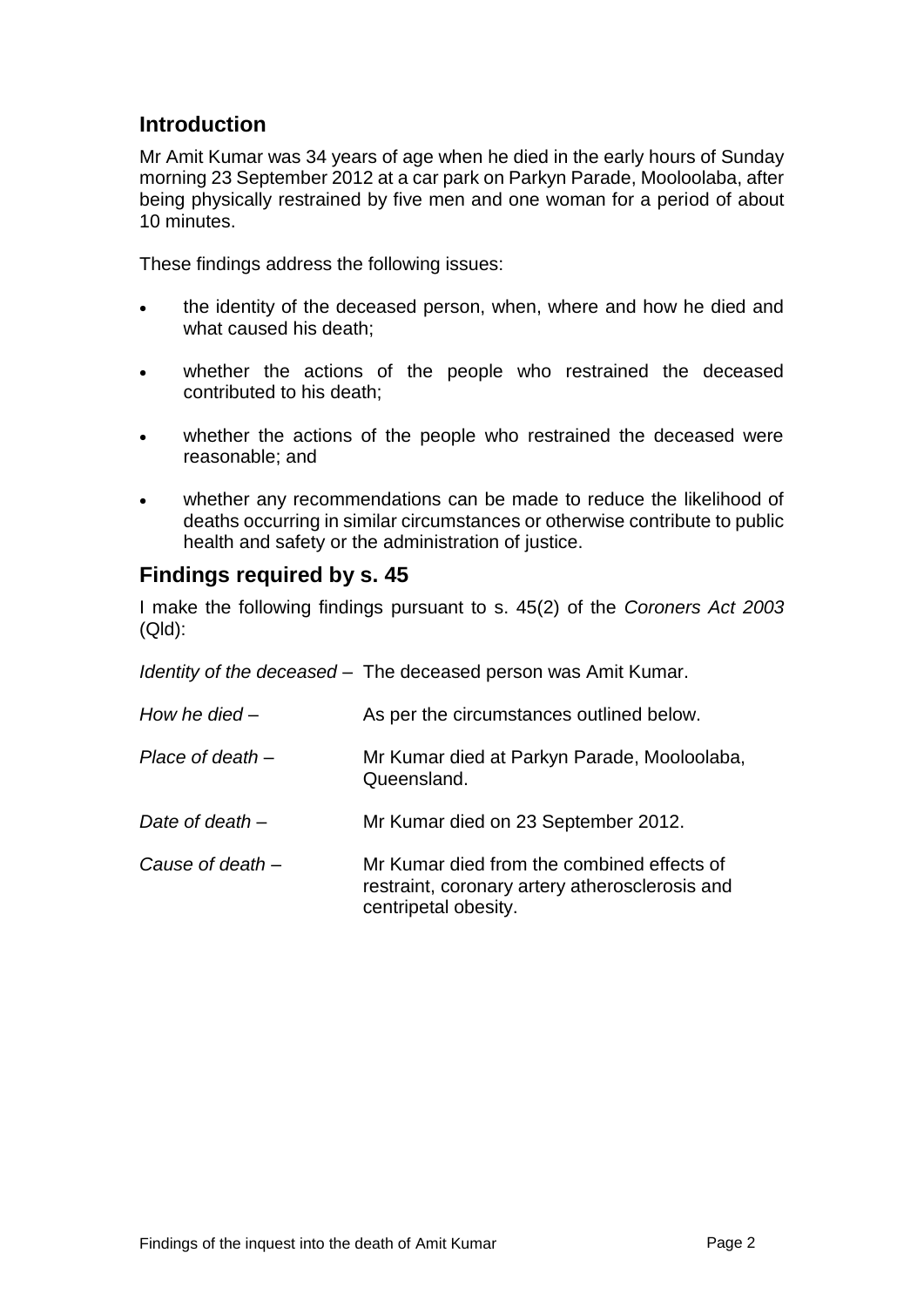## Introduction

Mr Amit Kumar was 34 years of age when he died in the early hours of Sunday morning 23 September 2012 at a car park on Parkyn Parade, Mooloolaba, after being physically restrained by five men and one woman for a period of about 10 minutes.

These findings address the following issues:

- the identity of the deceased person, when, where and how he died and what caused his death;
- whether the actions of the people who restrained the deceased contributed to his death;
- whether the actions of the people who restrained the deceased were reasonable; and
- whether any recommendations can be made to reduce the likelihood of deaths occurring in similar circumstances or otherwise contribute to public health and safety or the administration of justice.

## Findings required by s. 45

I make the following findings pursuant to s. 45(2) of the *Coroners Act 2003* (Qld):

*Identity of the deceased* – The deceased person was Amit Kumar.

*How he died* – As per the circumstances outlined below.

*Place of death* – Mr Kumar died at Parkyn Parade, Mooloolaba, Queensland.

*Date of death* – Mr Kumar died on 23 September 2012.

*Cause of death* – Mr Kumar died from the combined effects of restraint, coronary artery atherosclerosis and centripetal obesity.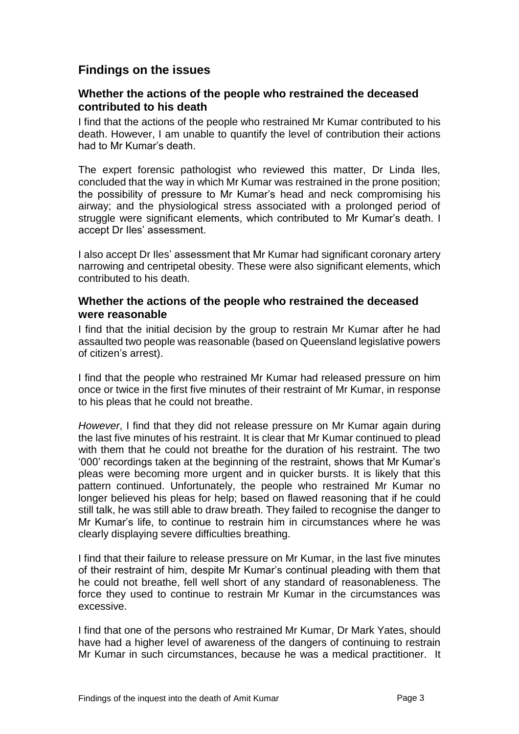## Findings on the issues

### Whether the actions of the people who restrained the deceased contributed to his death

I find that the actions of the people who restrained Mr Kumar contributed to his death. However, I am unable to quantify the level of contribution their actions had to Mr Kumar's death.

The expert forensic pathologist who reviewed this matter, Dr Linda Iles, concluded that the way in which Mr Kumar was restrained in the prone position; the possibility of pressure to Mr Kumar's head and neck compromising his airway; and the physiological stress associated with a prolonged period of struggle were significant elements, which contributed to Mr Kumar's death. I accept Dr Iles' assessment.

I also accept Dr Iles' assessment that Mr Kumar had significant coronary artery narrowing and centripetal obesity. These were also significant elements, which contributed to his death.

### Whether the actions of the people who restrained the deceased were reasonable

I find that the initial decision by the group to restrain Mr Kumar after he had assaulted two people was reasonable (based on Queensland legislative powers of citizen's arrest).

I find that the people who restrained Mr Kumar had released pressure on him once or twice in the first five minutes of their restraint of Mr Kumar, in response to his pleas that he could not breathe.

*However*, I find that they did not release pressure on Mr Kumar again during the last five minutes of his restraint. It is clear that Mr Kumar continued to plead with them that he could not breathe for the duration of his restraint. The two '000' recordings taken at the beginning of the restraint, shows that Mr Kumar's pleas were becoming more urgent and in quicker bursts. It is likely that this pattern continued. Unfortunately, the people who restrained Mr Kumar no longer believed his pleas for help; based on flawed reasoning that if he could still talk, he was still able to draw breath. They failed to recognise the danger to Mr Kumar's life, to continue to restrain him in circumstances where he was clearly displaying severe difficulties breathing.

I find that their failure to release pressure on Mr Kumar, in the last five minutes of their restraint of him, despite Mr Kumar's continual pleading with them that he could not breathe, fell well short of any standard of reasonableness. The force they used to continue to restrain Mr Kumar in the circumstances was excessive.

I find that one of the persons who restrained Mr Kumar, Dr Mark Yates, should have had a higher level of awareness of the dangers of continuing to restrain Mr Kumar in such circumstances, because he was a medical practitioner. It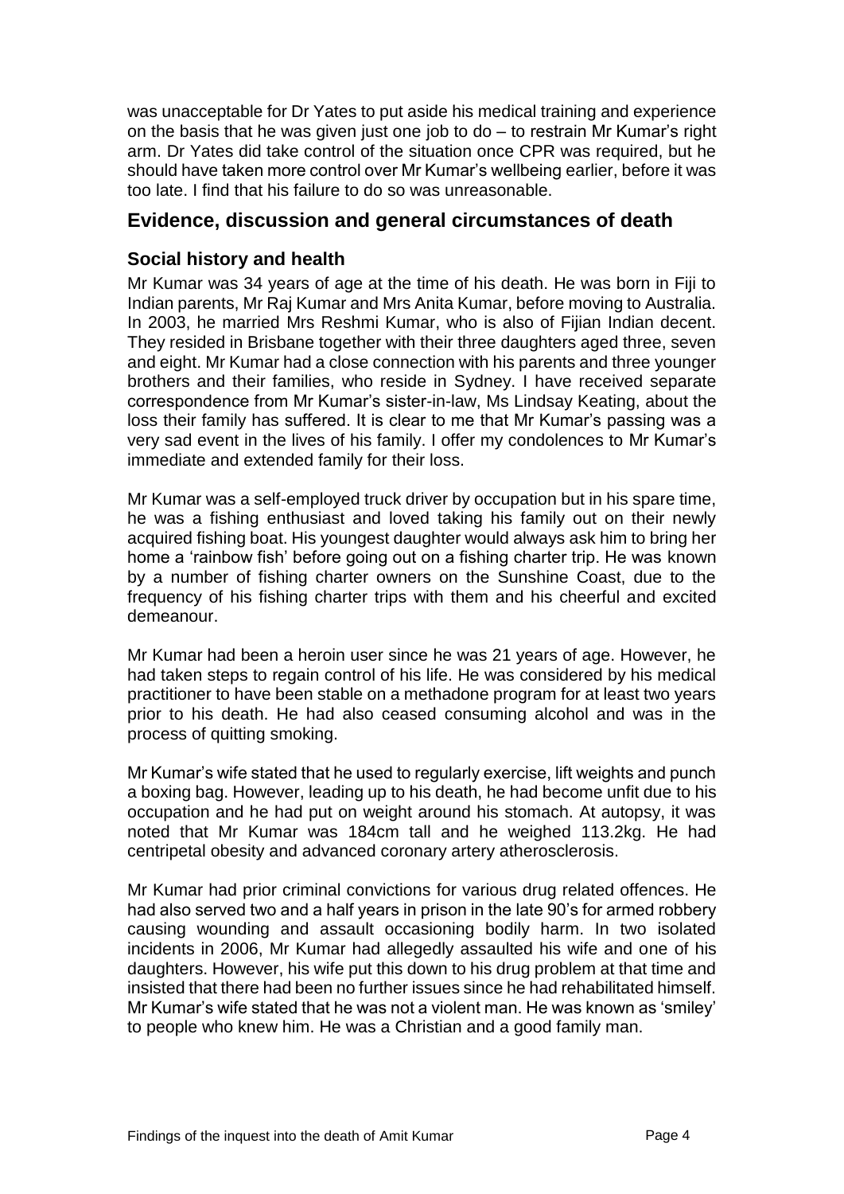was unacceptable for Dr Yates to put aside his medical training and experience on the basis that he was given just one job to do – to restrain Mr Kumar's right arm. Dr Yates did take control of the situation once CPR was required, but he should have taken more control over Mr Kumar's wellbeing earlier, before it was too late. I find that his failure to do so was unreasonable.

## Evidence, discussion and general circumstances of death

### Social history and health

Mr Kumar was 34 years of age at the time of his death. He was born in Fiji to Indian parents, Mr Raj Kumar and Mrs Anita Kumar, before moving to Australia. In 2003, he married Mrs Reshmi Kumar, who is also of Fijian Indian decent. They resided in Brisbane together with their three daughters aged three, seven and eight. Mr Kumar had a close connection with his parents and three younger brothers and their families, who reside in Sydney. I have received separate correspondence from Mr Kumar's sister-in-law, Ms Lindsay Keating, about the loss their family has suffered. It is clear to me that Mr Kumar's passing was a very sad event in the lives of his family. I offer my condolences to Mr Kumar's immediate and extended family for their loss.

Mr Kumar was a self-employed truck driver by occupation but in his spare time, he was a fishing enthusiast and loved taking his family out on their newly acquired fishing boat. His youngest daughter would always ask him to bring her home a 'rainbow fish' before going out on a fishing charter trip. He was known by a number of fishing charter owners on the Sunshine Coast, due to the frequency of his fishing charter trips with them and his cheerful and excited demeanour.

Mr Kumar had been a heroin user since he was 21 years of age. However, he had taken steps to regain control of his life. He was considered by his medical practitioner to have been stable on a methadone program for at least two years prior to his death. He had also ceased consuming alcohol and was in the process of quitting smoking.

Mr Kumar's wife stated that he used to regularly exercise, lift weights and punch a boxing bag. However, leading up to his death, he had become unfit due to his occupation and he had put on weight around his stomach. At autopsy, it was noted that Mr Kumar was 184cm tall and he weighed 113.2kg. He had centripetal obesity and advanced coronary artery atherosclerosis.

Mr Kumar had prior criminal convictions for various drug related offences. He had also served two and a half years in prison in the late 90's for armed robbery causing wounding and assault occasioning bodily harm. In two isolated incidents in 2006, Mr Kumar had allegedly assaulted his wife and one of his daughters. However, his wife put this down to his drug problem at that time and insisted that there had been no further issues since he had rehabilitated himself. Mr Kumar's wife stated that he was not a violent man. He was known as 'smiley' to people who knew him. He was a Christian and a good family man.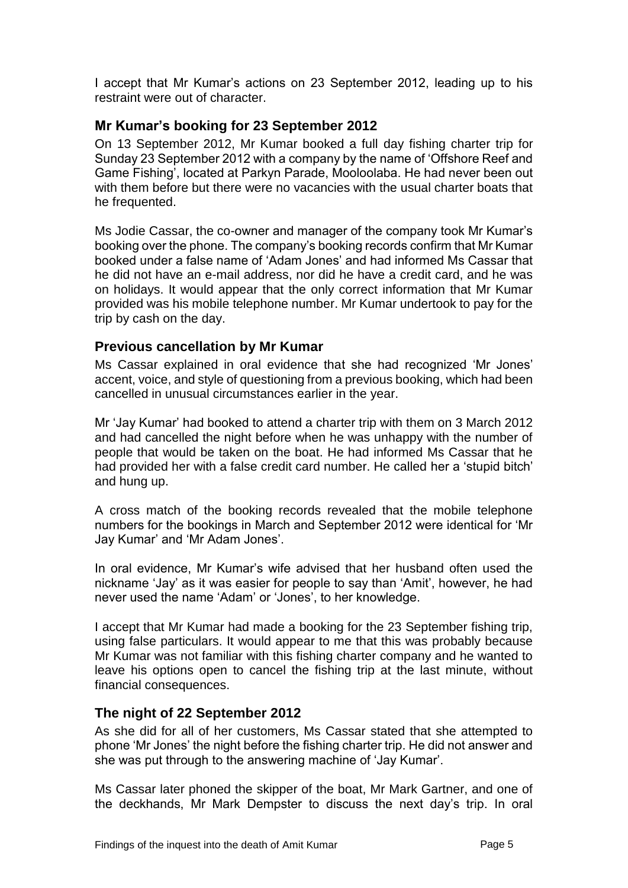I accept that Mr Kumar's actions on 23 September 2012, leading up to his restraint were out of character.

## Mr Kumar's booking for 23 September 2012

On 13 September 2012, Mr Kumar booked a full day fishing charter trip for Sunday 23 September 2012 with a company by the name of 'Offshore Reef and Game Fishing', located at Parkyn Parade, Mooloolaba. He had never been out with them before but there were no vacancies with the usual charter boats that he frequented.

Ms Jodie Cassar, the co-owner and manager of the company took Mr Kumar's booking over the phone. The company's booking records confirm that Mr Kumar booked under a false name of 'Adam Jones' and had informed Ms Cassar that he did not have an e-mail address, nor did he have a credit card, and he was on holidays. It would appear that the only correct information that Mr Kumar provided was his mobile telephone number. Mr Kumar undertook to pay for the trip by cash on the day.

## Previous cancellation by Mr Kumar

Ms Cassar explained in oral evidence that she had recognized 'Mr Jones' accent, voice, and style of questioning from a previous booking, which had been cancelled in unusual circumstances earlier in the year.

Mr 'Jay Kumar' had booked to attend a charter trip with them on 3 March 2012 and had cancelled the night before when he was unhappy with the number of people that would be taken on the boat. He had informed Ms Cassar that he had provided her with a false credit card number. He called her a 'stupid bitch' and hung up.

A cross match of the booking records revealed that the mobile telephone numbers for the bookings in March and September 2012 were identical for 'Mr Jay Kumar' and 'Mr Adam Jones'.

In oral evidence, Mr Kumar's wife advised that her husband often used the nickname 'Jay' as it was easier for people to say than 'Amit', however, he had never used the name 'Adam' or 'Jones', to her knowledge.

I accept that Mr Kumar had made a booking for the 23 September fishing trip, using false particulars. It would appear to me that this was probably because Mr Kumar was not familiar with this fishing charter company and he wanted to leave his options open to cancel the fishing trip at the last minute, without financial consequences.

## The night of 22 September 2012

As she did for all of her customers, Ms Cassar stated that she attempted to phone 'Mr Jones' the night before the fishing charter trip. He did not answer and she was put through to the answering machine of 'Jay Kumar'.

Ms Cassar later phoned the skipper of the boat, Mr Mark Gartner, and one of the deckhands, Mr Mark Dempster to discuss the next day's trip. In oral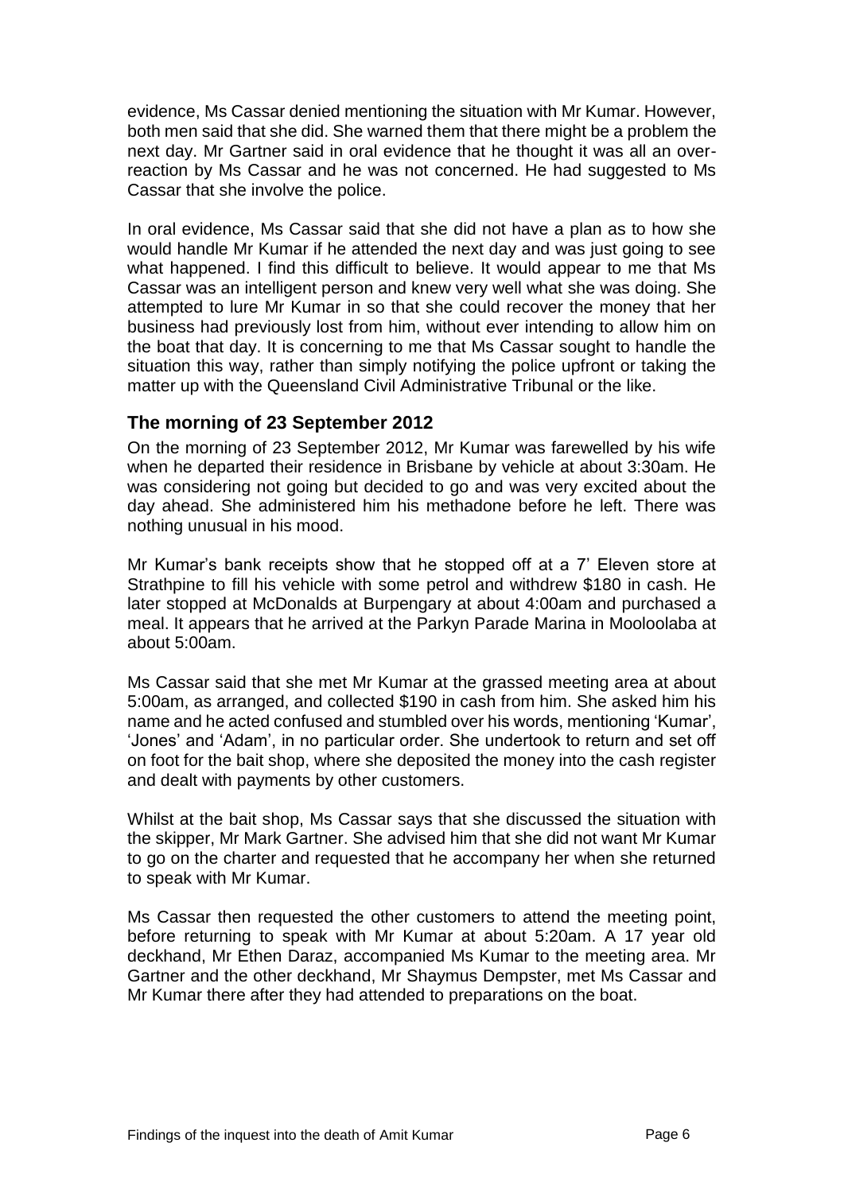evidence, Ms Cassar denied mentioning the situation with Mr Kumar. However, both men said that she did. She warned them that there might be a problem the next day. Mr Gartner said in oral evidence that he thought it was all an over-reaction by Ms Cassar and he was not concerned. He had suggested to Ms Cassar that she involve the police.

In oral evidence, Ms Cassar said that she did not have a plan as to how she would handle Mr Kumar if he attended the next day and was just going to see what happened. I find this difficult to believe. It would appear to me that Ms Cassar was an intelligent person and knew very well what she was doing. She attempted to lure Mr Kumar in so that she could recover the money that her business had previously lost from him, without ever intending to allow him on the boat that day. It is concerning to me that Ms Cassar sought to handle the situation this way, rather than simply notifying the police upfront or taking the matter up with the Queensland Civil Administrative Tribunal or the like.

## The morning of 23 September 2012

On the morning of 23 September 2012, Mr Kumar was farewelled by his wife when he departed their residence in Brisbane by vehicle at about 3:30am. He was considering not going but decided to go and was very excited about the day ahead. She administered him his methadone before he left. There was nothing unusual in his mood.

Mr Kumar's bank receipts show that he stopped off at a 7' Eleven store at Strathpine to fill his vehicle with some petrol and withdrew $180 in cash. He later stopped at McDonalds at Burpengary at about 4:00am and purchased a meal. It appears that he arrived at the Parkyn Parade Marina in Mooloolaba at about 5:00am.

Ms Cassar said that she met Mr Kumar at the grassed meeting area at about 5:00am, as arranged, and collected $190 in cash from him. She asked him his name and he acted confused and stumbled over his words, mentioning 'Kumar', 'Jones' and 'Adam', in no particular order. She undertook to return and set off on foot for the bait shop, where she deposited the money into the cash register and dealt with payments by other customers.

Whilst at the bait shop, Ms Cassar says that she discussed the situation with the skipper, Mr Mark Gartner. She advised him that she did not want Mr Kumar to go on the charter and requested that he accompany her when she returned to speak with Mr Kumar.

Ms Cassar then requested the other customers to attend the meeting point, before returning to speak with Mr Kumar at about 5:20am. A 17 year old deckhand, Mr Ethen Daraz, accompanied Ms Kumar to the meeting area. Mr Gartner and the other deckhand, Mr Shaymus Dempster, met Ms Cassar and Mr Kumar there after they had attended to preparations on the boat.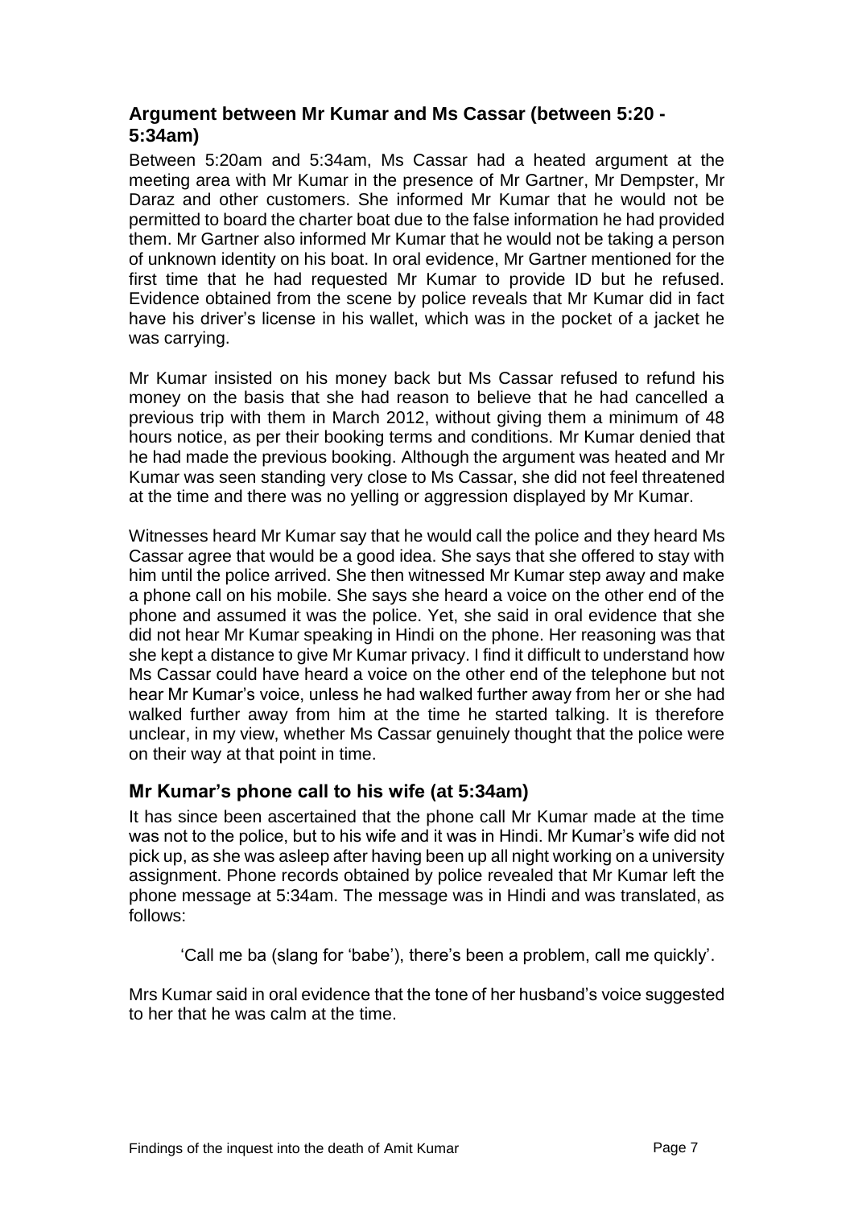### Argument between Mr Kumar and Ms Cassar (between 5:20 - 5:34am)

Between 5:20am and 5:34am, Ms Cassar had a heated argument at the meeting area with Mr Kumar in the presence of Mr Gartner, Mr Dempster, Mr Daraz and other customers. She informed Mr Kumar that he would not be permitted to board the charter boat due to the false information he had provided them. Mr Gartner also informed Mr Kumar that he would not be taking a person of unknown identity on his boat. In oral evidence, Mr Gartner mentioned for the first time that he had requested Mr Kumar to provide ID but he refused. Evidence obtained from the scene by police reveals that Mr Kumar did in fact have his driver's license in his wallet, which was in the pocket of a jacket he was carrying.

Mr Kumar insisted on his money back but Ms Cassar refused to refund his money on the basis that she had reason to believe that he had cancelled a previous trip with them in March 2012, without giving them a minimum of 48 hours notice, as per their booking terms and conditions. Mr Kumar denied that he had made the previous booking. Although the argument was heated and Mr Kumar was seen standing very close to Ms Cassar, she did not feel threatened at the time and there was no yelling or aggression displayed by Mr Kumar.

Witnesses heard Mr Kumar say that he would call the police and they heard Ms Cassar agree that would be a good idea. She says that she offered to stay with him until the police arrived. She then witnessed Mr Kumar step away and make a phone call on his mobile. She says she heard a voice on the other end of the phone and assumed it was the police. Yet, she said in oral evidence that she did not hear Mr Kumar speaking in Hindi on the phone. Her reasoning was that she kept a distance to give Mr Kumar privacy. I find it difficult to understand how Ms Cassar could have heard a voice on the other end of the telephone but not hear Mr Kumar's voice, unless he had walked further away from her or she had walked further away from him at the time he started talking. It is therefore unclear, in my view, whether Ms Cassar genuinely thought that the police were on their way at that point in time.

### Mr Kumar's phone call to his wife (at 5:34am)

It has since been ascertained that the phone call Mr Kumar made at the time was not to the police, but to his wife and it was in Hindi. Mr Kumar's wife did not pick up, as she was asleep after having been up all night working on a university assignment. Phone records obtained by police revealed that Mr Kumar left the phone message at 5:34am. The message was in Hindi and was translated, as follows:

> 'Call me ba (slang for 'babe'), there's been a problem, call me quickly'.

Mrs Kumar said in oral evidence that the tone of her husband's voice suggested to her that he was calm at the time.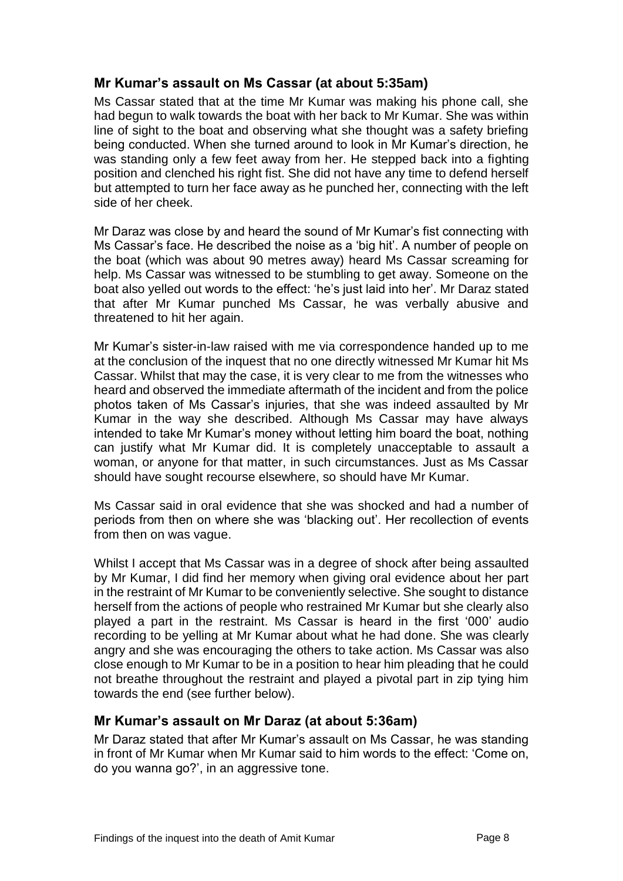## Mr Kumar's assault on Ms Cassar (at about 5:35am)

Ms Cassar stated that at the time Mr Kumar was making his phone call, she had begun to walk towards the boat with her back to Mr Kumar. She was within line of sight to the boat and observing what she thought was a safety briefing being conducted. When she turned around to look in Mr Kumar's direction, he was standing only a few feet away from her. He stepped back into a fighting position and clenched his right fist. She did not have any time to defend herself but attempted to turn her face away as he punched her, connecting with the left side of her cheek.

Mr Daraz was close by and heard the sound of Mr Kumar's fist connecting with Ms Cassar's face. He described the noise as a 'big hit'. A number of people on the boat (which was about 90 metres away) heard Ms Cassar screaming for help. Ms Cassar was witnessed to be stumbling to get away. Someone on the boat also yelled out words to the effect: 'he's just laid into her'. Mr Daraz stated that after Mr Kumar punched Ms Cassar, he was verbally abusive and threatened to hit her again.

Mr Kumar's sister-in-law raised with me via correspondence handed up to me at the conclusion of the inquest that no one directly witnessed Mr Kumar hit Ms Cassar. Whilst that may the case, it is very clear to me from the witnesses who heard and observed the immediate aftermath of the incident and from the police photos taken of Ms Cassar's injuries, that she was indeed assaulted by Mr Kumar in the way she described. Although Ms Cassar may have always intended to take Mr Kumar's money without letting him board the boat, nothing can justify what Mr Kumar did. It is completely unacceptable to assault a woman, or anyone for that matter, in such circumstances. Just as Ms Cassar should have sought recourse elsewhere, so should have Mr Kumar.

Ms Cassar said in oral evidence that she was shocked and had a number of periods from then on where she was 'blacking out'. Her recollection of events from then on was vague.

Whilst I accept that Ms Cassar was in a degree of shock after being assaulted by Mr Kumar, I did find her memory when giving oral evidence about her part in the restraint of Mr Kumar to be conveniently selective. She sought to distance herself from the actions of people who restrained Mr Kumar but she clearly also played a part in the restraint. Ms Cassar is heard in the first '000' audio recording to be yelling at Mr Kumar about what he had done. She was clearly angry and she was encouraging the others to take action. Ms Cassar was also close enough to Mr Kumar to be in a position to hear him pleading that he could not breathe throughout the restraint and played a pivotal part in zip tying him towards the end (see further below).

## Mr Kumar's assault on Mr Daraz (at about 5:36am)

Mr Daraz stated that after Mr Kumar's assault on Ms Cassar, he was standing in front of Mr Kumar when Mr Kumar said to him words to the effect: 'Come on, do you wanna go?', in an aggressive tone.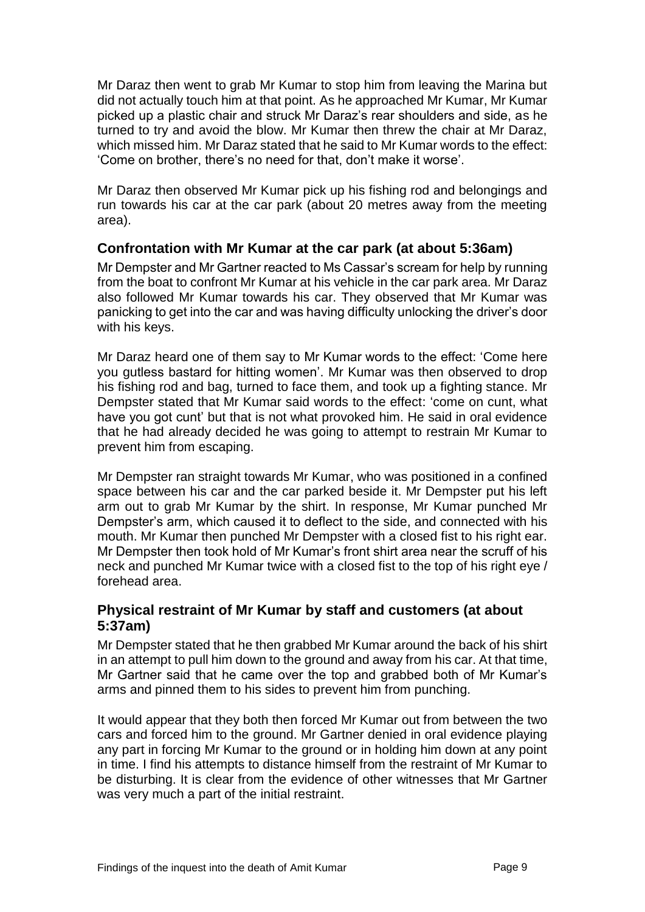Mr Daraz then went to grab Mr Kumar to stop him from leaving the Marina but did not actually touch him at that point. As he approached Mr Kumar, Mr Kumar picked up a plastic chair and struck Mr Daraz's rear shoulders and side, as he turned to try and avoid the blow. Mr Kumar then threw the chair at Mr Daraz, which missed him. Mr Daraz stated that he said to Mr Kumar words to the effect: 'Come on brother, there's no need for that, don't make it worse'.

Mr Daraz then observed Mr Kumar pick up his fishing rod and belongings and run towards his car at the car park (about 20 metres away from the meeting area).

### Confrontation with Mr Kumar at the car park (at about 5:36am)

Mr Dempster and Mr Gartner reacted to Ms Cassar's scream for help by running from the boat to confront Mr Kumar at his vehicle in the car park area. Mr Daraz also followed Mr Kumar towards his car. They observed that Mr Kumar was panicking to get into the car and was having difficulty unlocking the driver's door with his keys.

Mr Daraz heard one of them say to Mr Kumar words to the effect: 'Come here you gutless bastard for hitting women'. Mr Kumar was then observed to drop his fishing rod and bag, turned to face them, and took up a fighting stance. Mr Dempster stated that Mr Kumar said words to the effect: 'come on cunt, what have you got cunt' but that is not what provoked him. He said in oral evidence that he had already decided he was going to attempt to restrain Mr Kumar to prevent him from escaping.

Mr Dempster ran straight towards Mr Kumar, who was positioned in a confined space between his car and the car parked beside it. Mr Dempster put his left arm out to grab Mr Kumar by the shirt. In response, Mr Kumar punched Mr Dempster's arm, which caused it to deflect to the side, and connected with his mouth. Mr Kumar then punched Mr Dempster with a closed fist to his right ear. Mr Dempster then took hold of Mr Kumar's front shirt area near the scruff of his neck and punched Mr Kumar twice with a closed fist to the top of his right eye / forehead area.

### Physical restraint of Mr Kumar by staff and customers (at about 5:37am)

Mr Dempster stated that he then grabbed Mr Kumar around the back of his shirt in an attempt to pull him down to the ground and away from his car. At that time, Mr Gartner said that he came over the top and grabbed both of Mr Kumar's arms and pinned them to his sides to prevent him from punching.

It would appear that they both then forced Mr Kumar out from between the two cars and forced him to the ground. Mr Gartner denied in oral evidence playing any part in forcing Mr Kumar to the ground or in holding him down at any point in time. I find his attempts to distance himself from the restraint of Mr Kumar to be disturbing. It is clear from the evidence of other witnesses that Mr Gartner was very much a part of the initial restraint.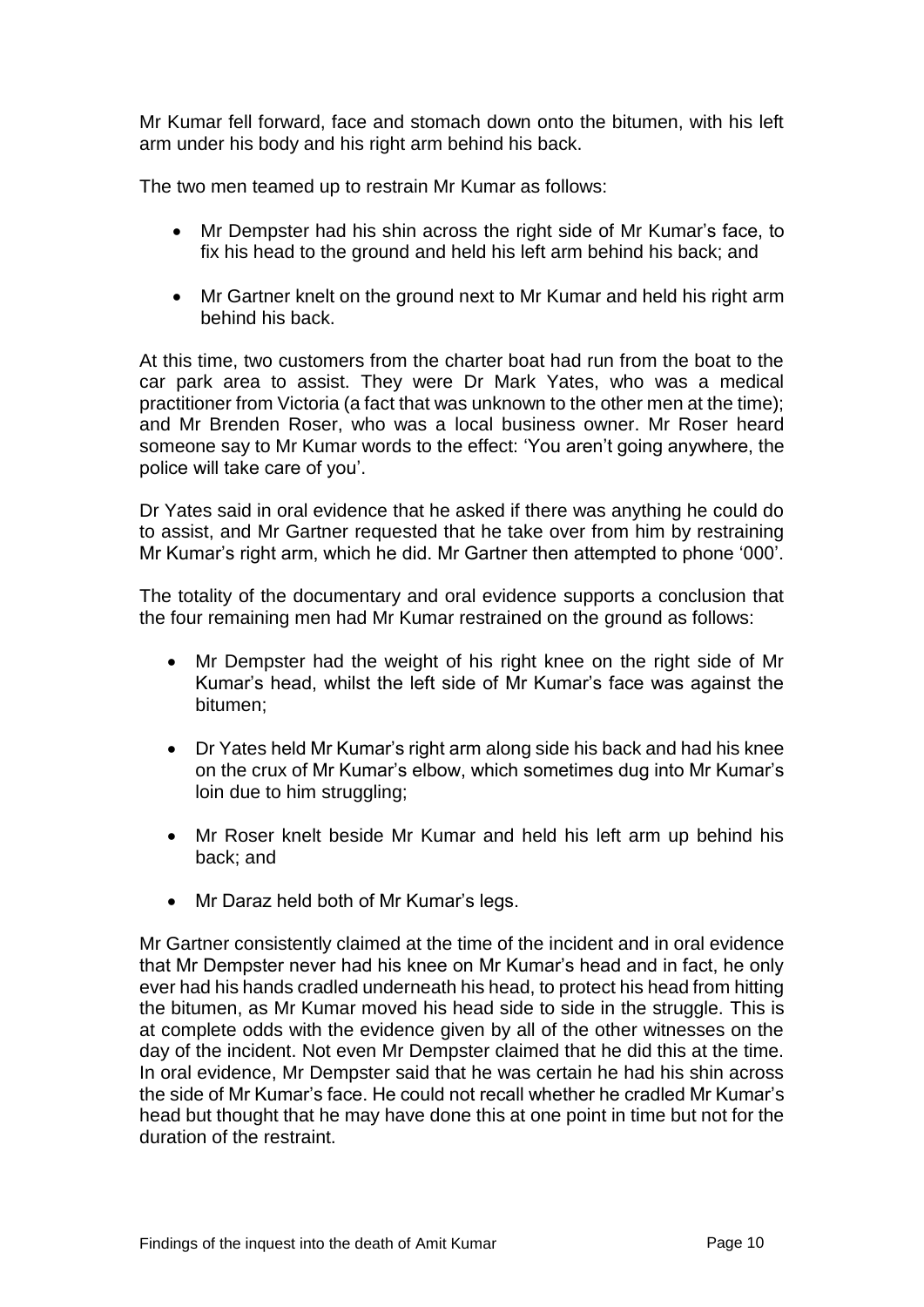Mr Kumar fell forward, face and stomach down onto the bitumen, with his left arm under his body and his right arm behind his back.

The two men teamed up to restrain Mr Kumar as follows:

- Mr Dempster had his shin across the right side of Mr Kumar's face, to fix his head to the ground and held his left arm behind his back; and
- Mr Gartner knelt on the ground next to Mr Kumar and held his right arm behind his back.

At this time, two customers from the charter boat had run from the boat to the car park area to assist. They were Dr Mark Yates, who was a medical practitioner from Victoria (a fact that was unknown to the other men at the time); and Mr Brenden Roser, who was a local business owner. Mr Roser heard someone say to Mr Kumar words to the effect: 'You aren't going anywhere, the police will take care of you'.

Dr Yates said in oral evidence that he asked if there was anything he could do to assist, and Mr Gartner requested that he take over from him by restraining Mr Kumar's right arm, which he did. Mr Gartner then attempted to phone '000'.

The totality of the documentary and oral evidence supports a conclusion that the four remaining men had Mr Kumar restrained on the ground as follows:

- Mr Dempster had the weight of his right knee on the right side of Mr Kumar's head, whilst the left side of Mr Kumar's face was against the bitumen;
- Dr Yates held Mr Kumar's right arm along side his back and had his knee on the crux of Mr Kumar's elbow, which sometimes dug into Mr Kumar's loin due to him struggling;
- Mr Roser knelt beside Mr Kumar and held his left arm up behind his back; and
- Mr Daraz held both of Mr Kumar's legs.

Mr Gartner consistently claimed at the time of the incident and in oral evidence that Mr Dempster never had his knee on Mr Kumar's head and in fact, he only ever had his hands cradled underneath his head, to protect his head from hitting the bitumen, as Mr Kumar moved his head side to side in the struggle. This is at complete odds with the evidence given by all of the other witnesses on the day of the incident. Not even Mr Dempster claimed that he did this at the time. In oral evidence, Mr Dempster said that he was certain he had his shin across the side of Mr Kumar's face. He could not recall whether he cradled Mr Kumar's head but thought that he may have done this at one point in time but not for the duration of the restraint.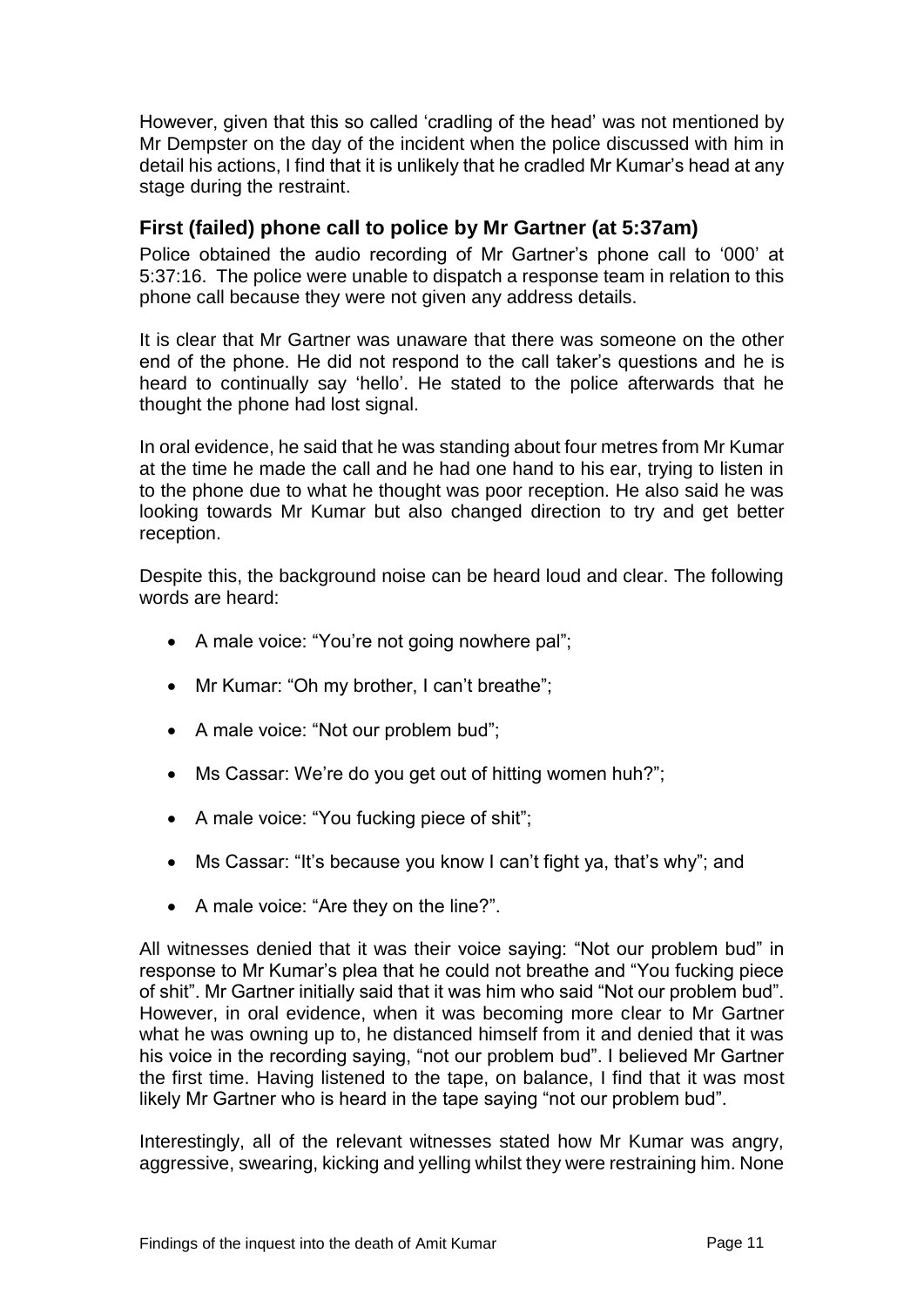However, given that this so called 'cradling of the head' was not mentioned by Mr Dempster on the day of the incident when the police discussed with him in detail his actions, I find that it is unlikely that he cradled Mr Kumar's head at any stage during the restraint.

### First (failed) phone call to police by Mr Gartner (at 5:37am)

Police obtained the audio recording of Mr Gartner's phone call to '000' at 5:37:16. The police were unable to dispatch a response team in relation to this phone call because they were not given any address details.

It is clear that Mr Gartner was unaware that there was someone on the other end of the phone. He did not respond to the call taker's questions and he is heard to continually say 'hello'. He stated to the police afterwards that he thought the phone had lost signal.

In oral evidence, he said that he was standing about four metres from Mr Kumar at the time he made the call and he had one hand to his ear, trying to listen in to the phone due to what he thought was poor reception. He also said he was looking towards Mr Kumar but also changed direction to try and get better reception.

Despite this, the background noise can be heard loud and clear. The following words are heard:

- A male voice: "You're not going nowhere pal";
- Mr Kumar: "Oh my brother, I can't breathe";
- A male voice: "Not our problem bud";
- Ms Cassar: We're do you get out of hitting women huh?";
- A male voice: "You fucking piece of shit";
- Ms Cassar: "It's because you know I can't fight ya, that's why"; and
- A male voice: "Are they on the line?".

All witnesses denied that it was their voice saying: "Not our problem bud" in response to Mr Kumar's plea that he could not breathe and "You fucking piece of shit". Mr Gartner initially said that it was him who said "Not our problem bud". However, in oral evidence, when it was becoming more clear to Mr Gartner what he was owning up to, he distanced himself from it and denied that it was his voice in the recording saying, "not our problem bud". I believed Mr Gartner the first time. Having listened to the tape, on balance, I find that it was most likely Mr Gartner who is heard in the tape saying "not our problem bud".

Interestingly, all of the relevant witnesses stated how Mr Kumar was angry, aggressive, swearing, kicking and yelling whilst they were restraining him. None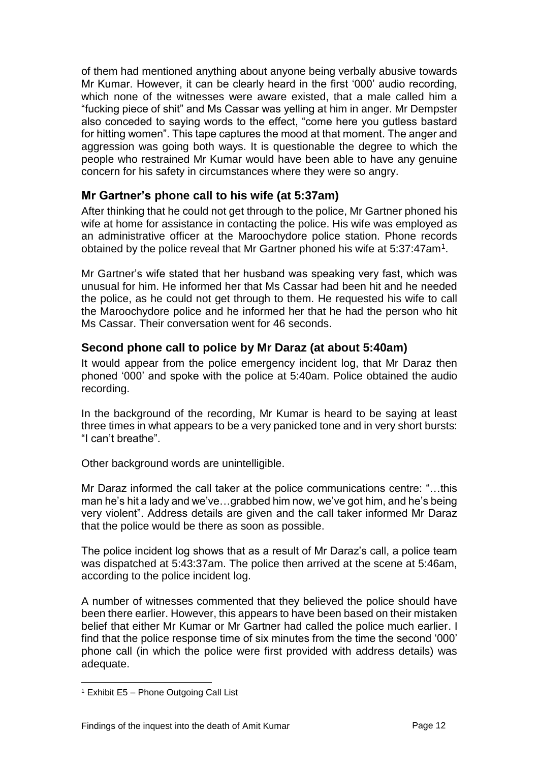of them had mentioned anything about anyone being verbally abusive towards Mr Kumar. However, it can be clearly heard in the first '000' audio recording, which none of the witnesses were aware existed, that a male called him a "fucking piece of shit" and Ms Cassar was yelling at him in anger. Mr Dempster also conceded to saying words to the effect, "come here you gutless bastard for hitting women". This tape captures the mood at that moment. The anger and aggression was going both ways. It is questionable the degree to which the people who restrained Mr Kumar would have been able to have any genuine concern for his safety in circumstances where they were so angry.

## Mr Gartner's phone call to his wife (at 5:37am)

After thinking that he could not get through to the police, Mr Gartner phoned his wife at home for assistance in contacting the police. His wife was employed as an administrative officer at the Maroochydore police station. Phone records obtained by the police reveal that Mr Gartner phoned his wife at 5:37:47am[1].

Mr Gartner's wife stated that her husband was speaking very fast, which was unusual for him. He informed her that Ms Cassar had been hit and he needed the police, as he could not get through to them. He requested his wife to call the Maroochydore police and he informed her that he had the person who hit Ms Cassar. Their conversation went for 46 seconds.

## Second phone call to police by Mr Daraz (at about 5:40am)

It would appear from the police emergency incident log, that Mr Daraz then phoned '000' and spoke with the police at 5:40am. Police obtained the audio recording.

In the background of the recording, Mr Kumar is heard to be saying at least three times in what appears to be a very panicked tone and in very short bursts: "I can't breathe".

Other background words are unintelligible.

Mr Daraz informed the call taker at the police communications centre: "…this man he's hit a lady and we've…grabbed him now, we've got him, and he's being very violent". Address details are given and the call taker informed Mr Daraz that the police would be there as soon as possible.

The police incident log shows that as a result of Mr Daraz's call, a police team was dispatched at 5:43:37am. The police then arrived at the scene at 5:46am, according to the police incident log.

A number of witnesses commented that they believed the police should have been there earlier. However, this appears to have been based on their mistaken belief that either Mr Kumar or Mr Gartner had called the police much earlier. I find that the police response time of six minutes from the time the second '000' phone call (in which the police were first provided with address details) was adequate.

---

[1] Exhibit E5 – Phone Outgoing Call List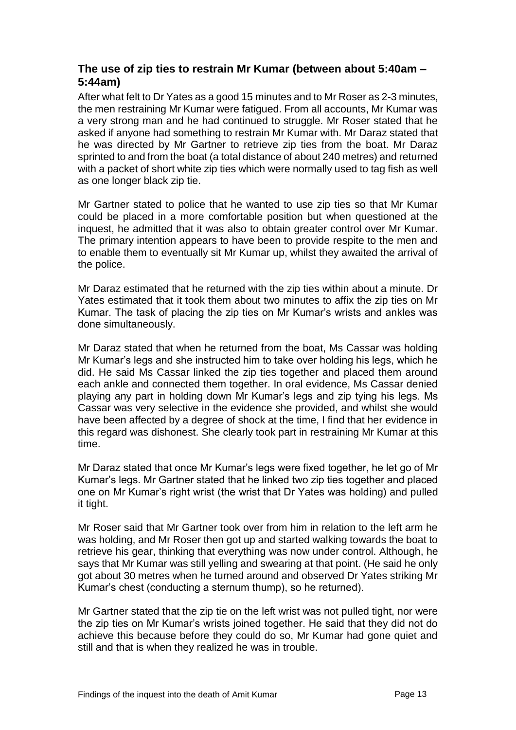## The use of zip ties to restrain Mr Kumar (between about 5:40am – 5:44am)

After what felt to Dr Yates as a good 15 minutes and to Mr Roser as 2-3 minutes, the men restraining Mr Kumar were fatigued. From all accounts, Mr Kumar was a very strong man and he had continued to struggle. Mr Roser stated that he asked if anyone had something to restrain Mr Kumar with. Mr Daraz stated that he was directed by Mr Gartner to retrieve zip ties from the boat. Mr Daraz sprinted to and from the boat (a total distance of about 240 metres) and returned with a packet of short white zip ties which were normally used to tag fish as well as one longer black zip tie.

Mr Gartner stated to police that he wanted to use zip ties so that Mr Kumar could be placed in a more comfortable position but when questioned at the inquest, he admitted that it was also to obtain greater control over Mr Kumar. The primary intention appears to have been to provide respite to the men and to enable them to eventually sit Mr Kumar up, whilst they awaited the arrival of the police.

Mr Daraz estimated that he returned with the zip ties within about a minute. Dr Yates estimated that it took them about two minutes to affix the zip ties on Mr Kumar. The task of placing the zip ties on Mr Kumar's wrists and ankles was done simultaneously.

Mr Daraz stated that when he returned from the boat, Ms Cassar was holding Mr Kumar's legs and she instructed him to take over holding his legs, which he did. He said Ms Cassar linked the zip ties together and placed them around each ankle and connected them together. In oral evidence, Ms Cassar denied playing any part in holding down Mr Kumar's legs and zip tying his legs. Ms Cassar was very selective in the evidence she provided, and whilst she would have been affected by a degree of shock at the time, I find that her evidence in this regard was dishonest. She clearly took part in restraining Mr Kumar at this time.

Mr Daraz stated that once Mr Kumar's legs were fixed together, he let go of Mr Kumar's legs. Mr Gartner stated that he linked two zip ties together and placed one on Mr Kumar's right wrist (the wrist that Dr Yates was holding) and pulled it tight.

Mr Roser said that Mr Gartner took over from him in relation to the left arm he was holding, and Mr Roser then got up and started walking towards the boat to retrieve his gear, thinking that everything was now under control. Although, he says that Mr Kumar was still yelling and swearing at that point. (He said he only got about 30 metres when he turned around and observed Dr Yates striking Mr Kumar's chest (conducting a sternum thump), so he returned).

Mr Gartner stated that the zip tie on the left wrist was not pulled tight, nor were the zip ties on Mr Kumar's wrists joined together. He said that they did not do achieve this because before they could do so, Mr Kumar had gone quiet and still and that is when they realized he was in trouble.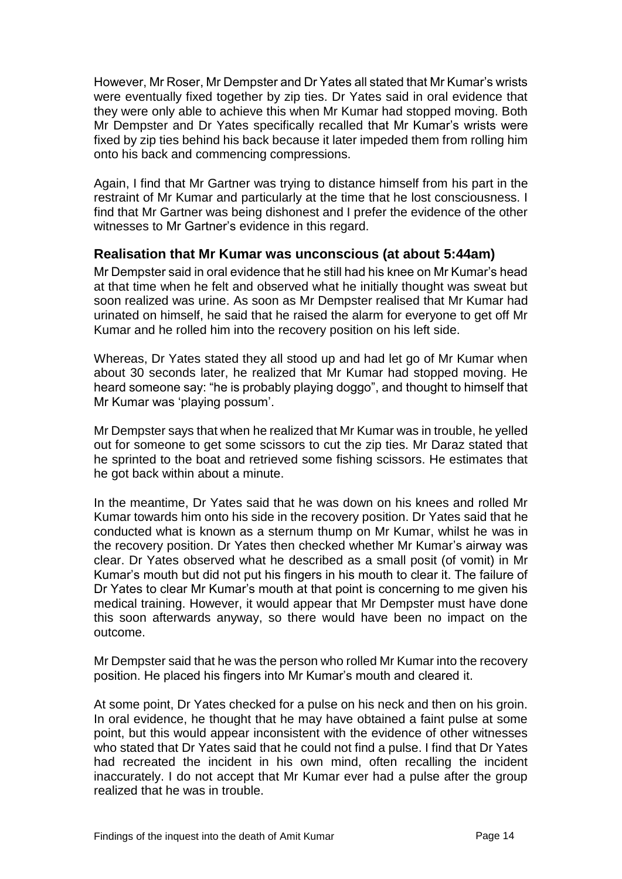However, Mr Roser, Mr Dempster and Dr Yates all stated that Mr Kumar's wrists were eventually fixed together by zip ties. Dr Yates said in oral evidence that they were only able to achieve this when Mr Kumar had stopped moving. Both Mr Dempster and Dr Yates specifically recalled that Mr Kumar's wrists were fixed by zip ties behind his back because it later impeded them from rolling him onto his back and commencing compressions.

Again, I find that Mr Gartner was trying to distance himself from his part in the restraint of Mr Kumar and particularly at the time that he lost consciousness. I find that Mr Gartner was being dishonest and I prefer the evidence of the other witnesses to Mr Gartner's evidence in this regard.

### Realisation that Mr Kumar was unconscious (at about 5:44am)

Mr Dempster said in oral evidence that he still had his knee on Mr Kumar's head at that time when he felt and observed what he initially thought was sweat but soon realized was urine. As soon as Mr Dempster realised that Mr Kumar had urinated on himself, he said that he raised the alarm for everyone to get off Mr Kumar and he rolled him into the recovery position on his left side.

Whereas, Dr Yates stated they all stood up and had let go of Mr Kumar when about 30 seconds later, he realized that Mr Kumar had stopped moving. He heard someone say: "he is probably playing doggo", and thought to himself that Mr Kumar was 'playing possum'.

Mr Dempster says that when he realized that Mr Kumar was in trouble, he yelled out for someone to get some scissors to cut the zip ties. Mr Daraz stated that he sprinted to the boat and retrieved some fishing scissors. He estimates that he got back within about a minute.

In the meantime, Dr Yates said that he was down on his knees and rolled Mr Kumar towards him onto his side in the recovery position. Dr Yates said that he conducted what is known as a sternum thump on Mr Kumar, whilst he was in the recovery position. Dr Yates then checked whether Mr Kumar's airway was clear. Dr Yates observed what he described as a small posit (of vomit) in Mr Kumar's mouth but did not put his fingers in his mouth to clear it. The failure of Dr Yates to clear Mr Kumar's mouth at that point is concerning to me given his medical training. However, it would appear that Mr Dempster must have done this soon afterwards anyway, so there would have been no impact on the outcome.

Mr Dempster said that he was the person who rolled Mr Kumar into the recovery position. He placed his fingers into Mr Kumar's mouth and cleared it.

At some point, Dr Yates checked for a pulse on his neck and then on his groin. In oral evidence, he thought that he may have obtained a faint pulse at some point, but this would appear inconsistent with the evidence of other witnesses who stated that Dr Yates said that he could not find a pulse. I find that Dr Yates had recreated the incident in his own mind, often recalling the incident inaccurately. I do not accept that Mr Kumar ever had a pulse after the group realized that he was in trouble.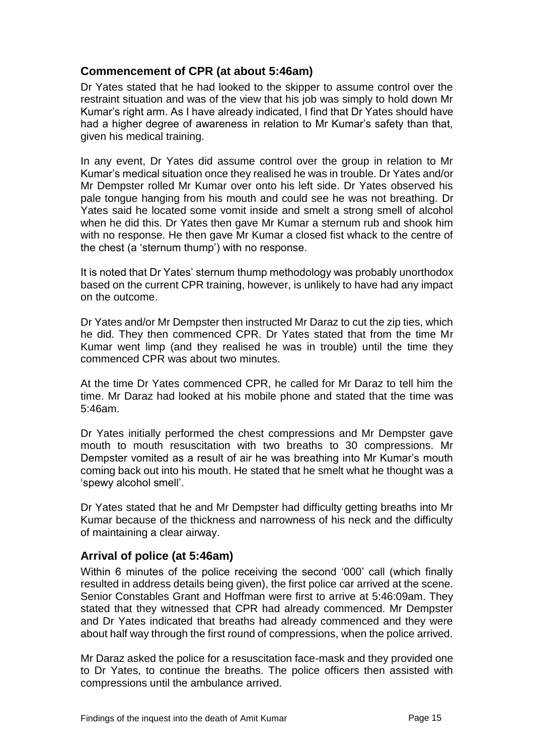## Commencement of CPR (at about 5:46am)

Dr Yates stated that he had looked to the skipper to assume control over the restraint situation and was of the view that his job was simply to hold down Mr Kumar's right arm. As I have already indicated, I find that Dr Yates should have had a higher degree of awareness in relation to Mr Kumar's safety than that, given his medical training.

In any event, Dr Yates did assume control over the group in relation to Mr Kumar's medical situation once they realised he was in trouble. Dr Yates and/or Mr Dempster rolled Mr Kumar over onto his left side. Dr Yates observed his pale tongue hanging from his mouth and could see he was not breathing. Dr Yates said he located some vomit inside and smelt a strong smell of alcohol when he did this. Dr Yates then gave Mr Kumar a sternum rub and shook him with no response. He then gave Mr Kumar a closed fist whack to the centre of the chest (a 'sternum thump') with no response.

It is noted that Dr Yates' sternum thump methodology was probably unorthodox based on the current CPR training, however, is unlikely to have had any impact on the outcome.

Dr Yates and/or Mr Dempster then instructed Mr Daraz to cut the zip ties, which he did. They then commenced CPR. Dr Yates stated that from the time Mr Kumar went limp (and they realised he was in trouble) until the time they commenced CPR was about two minutes.

At the time Dr Yates commenced CPR, he called for Mr Daraz to tell him the time. Mr Daraz had looked at his mobile phone and stated that the time was 5:46am.

Dr Yates initially performed the chest compressions and Mr Dempster gave mouth to mouth resuscitation with two breaths to 30 compressions. Mr Dempster vomited as a result of air he was breathing into Mr Kumar's mouth coming back out into his mouth. He stated that he smelt what he thought was a 'spewy alcohol smell'.

Dr Yates stated that he and Mr Dempster had difficulty getting breaths into Mr Kumar because of the thickness and narrowness of his neck and the difficulty of maintaining a clear airway.

## Arrival of police (at 5:46am)

Within 6 minutes of the police receiving the second '000' call (which finally resulted in address details being given), the first police car arrived at the scene. Senior Constables Grant and Hoffman were first to arrive at 5:46:09am. They stated that they witnessed that CPR had already commenced. Mr Dempster and Dr Yates indicated that breaths had already commenced and they were about half way through the first round of compressions, when the police arrived.

Mr Daraz asked the police for a resuscitation face-mask and they provided one to Dr Yates, to continue the breaths. The police officers then assisted with compressions until the ambulance arrived.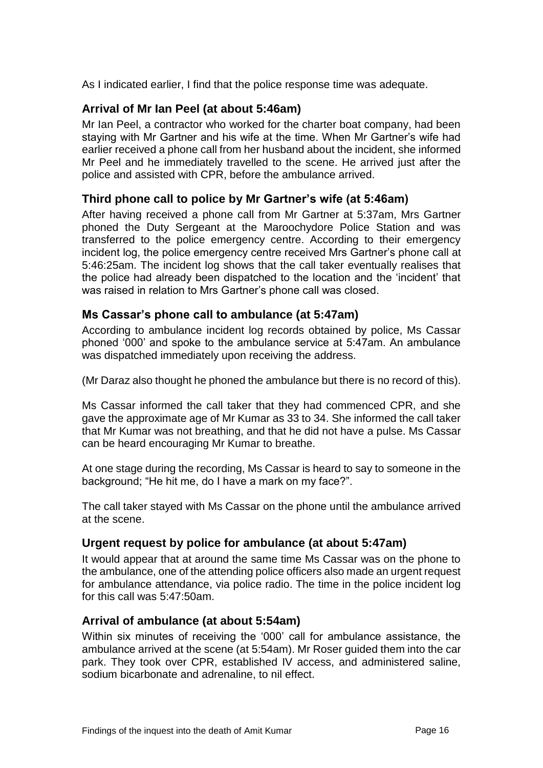As I indicated earlier, I find that the police response time was adequate.

### Arrival of Mr Ian Peel (at about 5:46am)

Mr Ian Peel, a contractor who worked for the charter boat company, had been staying with Mr Gartner and his wife at the time. When Mr Gartner's wife had earlier received a phone call from her husband about the incident, she informed Mr Peel and he immediately travelled to the scene. He arrived just after the police and assisted with CPR, before the ambulance arrived.

### Third phone call to police by Mr Gartner's wife (at 5:46am)

After having received a phone call from Mr Gartner at 5:37am, Mrs Gartner phoned the Duty Sergeant at the Maroochydore Police Station and was transferred to the police emergency centre. According to their emergency incident log, the police emergency centre received Mrs Gartner's phone call at 5:46:25am. The incident log shows that the call taker eventually realises that the police had already been dispatched to the location and the 'incident' that was raised in relation to Mrs Gartner's phone call was closed.

### Ms Cassar's phone call to ambulance (at 5:47am)

According to ambulance incident log records obtained by police, Ms Cassar phoned '000' and spoke to the ambulance service at 5:47am. An ambulance was dispatched immediately upon receiving the address.

(Mr Daraz also thought he phoned the ambulance but there is no record of this).

Ms Cassar informed the call taker that they had commenced CPR, and she gave the approximate age of Mr Kumar as 33 to 34. She informed the call taker that Mr Kumar was not breathing, and that he did not have a pulse. Ms Cassar can be heard encouraging Mr Kumar to breathe.

At one stage during the recording, Ms Cassar is heard to say to someone in the background; "He hit me, do I have a mark on my face?".

The call taker stayed with Ms Cassar on the phone until the ambulance arrived at the scene.

### Urgent request by police for ambulance (at about 5:47am)

It would appear that at around the same time Ms Cassar was on the phone to the ambulance, one of the attending police officers also made an urgent request for ambulance attendance, via police radio. The time in the police incident log for this call was 5:47:50am.

### Arrival of ambulance (at about 5:54am)

Within six minutes of receiving the '000' call for ambulance assistance, the ambulance arrived at the scene (at 5:54am). Mr Roser guided them into the car park. They took over CPR, established IV access, and administered saline, sodium bicarbonate and adrenaline, to nil effect.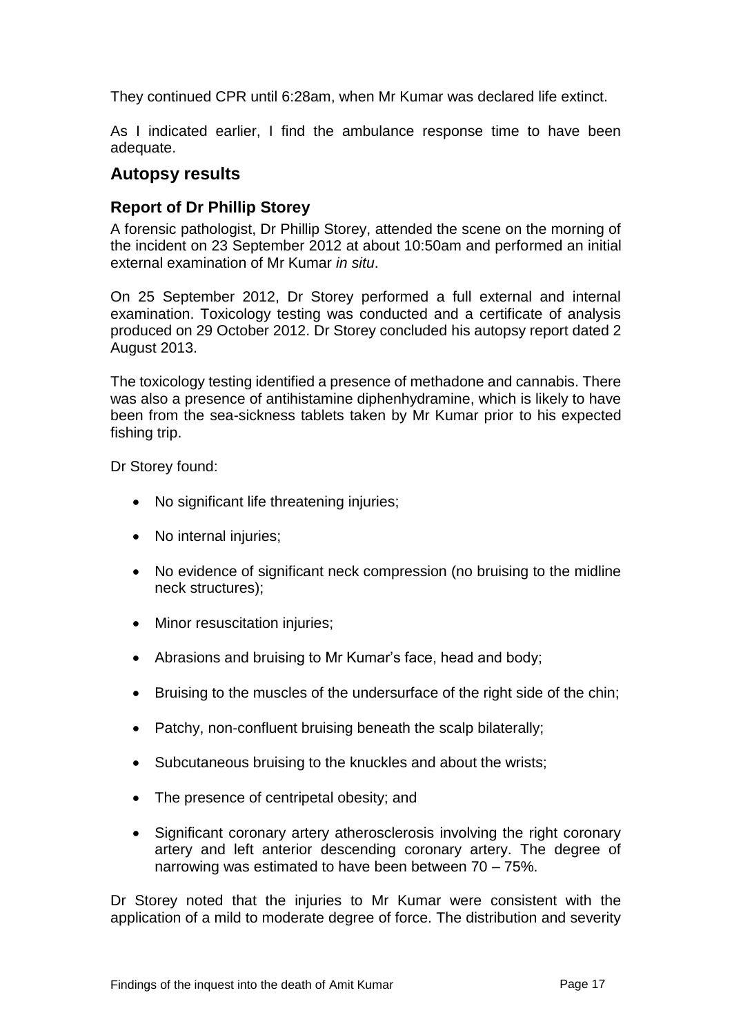They continued CPR until 6:28am, when Mr Kumar was declared life extinct.

As I indicated earlier, I find the ambulance response time to have been adequate.

## Autopsy results

### Report of Dr Phillip Storey

A forensic pathologist, Dr Phillip Storey, attended the scene on the morning of the incident on 23 September 2012 at about 10:50am and performed an initial external examination of Mr Kumar *in situ*.

On 25 September 2012, Dr Storey performed a full external and internal examination. Toxicology testing was conducted and a certificate of analysis produced on 29 October 2012. Dr Storey concluded his autopsy report dated 2 August 2013.

The toxicology testing identified a presence of methadone and cannabis. There was also a presence of antihistamine diphenhydramine, which is likely to have been from the sea-sickness tablets taken by Mr Kumar prior to his expected fishing trip.

Dr Storey found:

- No significant life threatening injuries;
- No internal injuries;
- No evidence of significant neck compression (no bruising to the midline neck structures);
- Minor resuscitation injuries;
- Abrasions and bruising to Mr Kumar's face, head and body;
- Bruising to the muscles of the undersurface of the right side of the chin;
- Patchy, non-confluent bruising beneath the scalp bilaterally;
- Subcutaneous bruising to the knuckles and about the wrists;
- The presence of centripetal obesity; and
- Significant coronary artery atherosclerosis involving the right coronary artery and left anterior descending coronary artery. The degree of narrowing was estimated to have been between 70 – 75%.

Dr Storey noted that the injuries to Mr Kumar were consistent with the application of a mild to moderate degree of force. The distribution and severity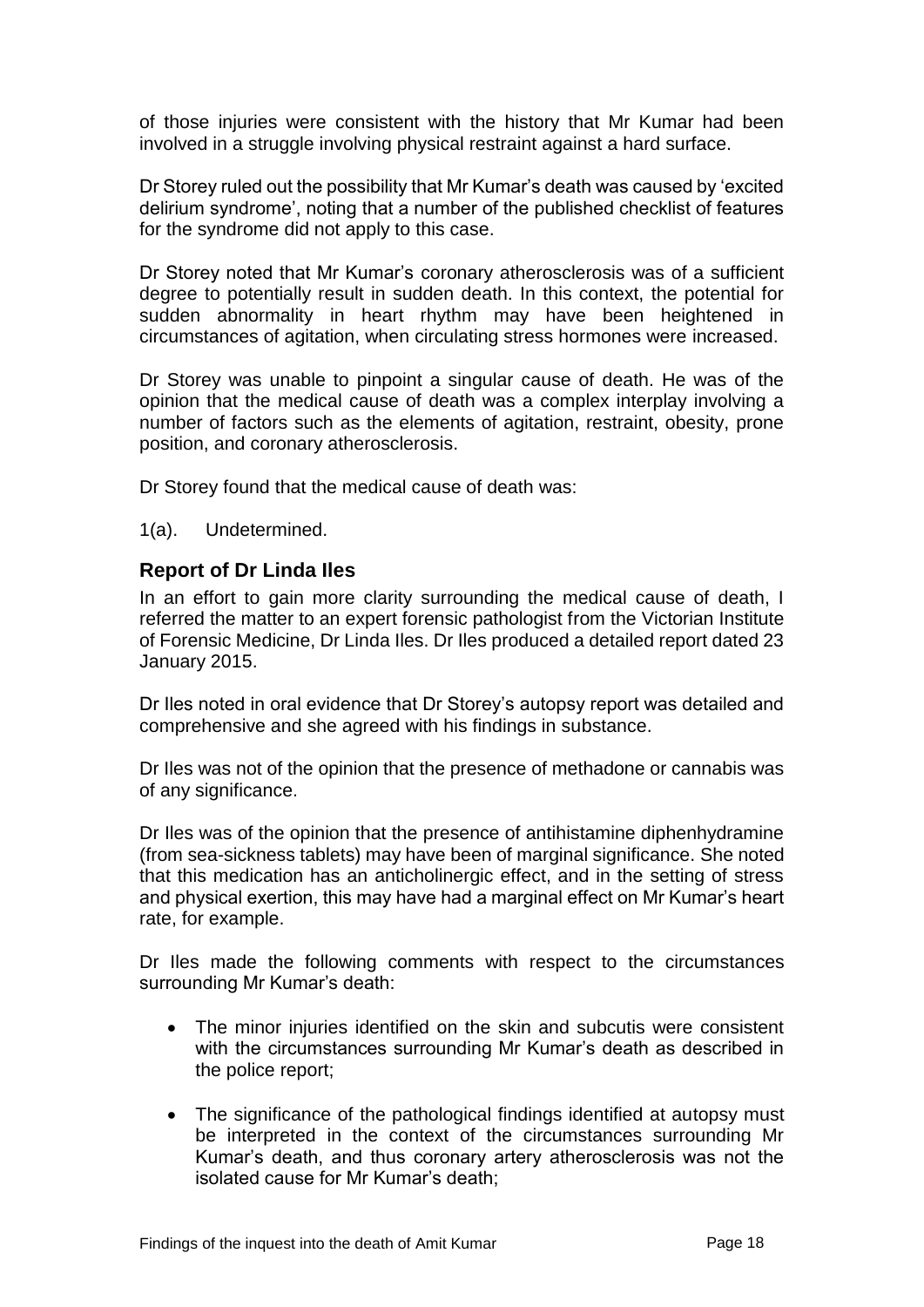of those injuries were consistent with the history that Mr Kumar had been involved in a struggle involving physical restraint against a hard surface.

Dr Storey ruled out the possibility that Mr Kumar's death was caused by 'excited delirium syndrome', noting that a number of the published checklist of features for the syndrome did not apply to this case.

Dr Storey noted that Mr Kumar's coronary atherosclerosis was of a sufficient degree to potentially result in sudden death. In this context, the potential for sudden abnormality in heart rhythm may have been heightened in circumstances of agitation, when circulating stress hormones were increased.

Dr Storey was unable to pinpoint a singular cause of death. He was of the opinion that the medical cause of death was a complex interplay involving a number of factors such as the elements of agitation, restraint, obesity, prone position, and coronary atherosclerosis.

Dr Storey found that the medical cause of death was:

1(a). Undetermined.

### Report of Dr Linda Iles

In an effort to gain more clarity surrounding the medical cause of death, I referred the matter to an expert forensic pathologist from the Victorian Institute of Forensic Medicine, Dr Linda Iles. Dr Iles produced a detailed report dated 23 January 2015.

Dr Iles noted in oral evidence that Dr Storey's autopsy report was detailed and comprehensive and she agreed with his findings in substance.

Dr Iles was not of the opinion that the presence of methadone or cannabis was of any significance.

Dr Iles was of the opinion that the presence of antihistamine diphenhydramine (from sea-sickness tablets) may have been of marginal significance. She noted that this medication has an anticholinergic effect, and in the setting of stress and physical exertion, this may have had a marginal effect on Mr Kumar's heart rate, for example.

Dr Iles made the following comments with respect to the circumstances surrounding Mr Kumar's death:

- The minor injuries identified on the skin and subcutis were consistent with the circumstances surrounding Mr Kumar's death as described in the police report;
- The significance of the pathological findings identified at autopsy must be interpreted in the context of the circumstances surrounding Mr Kumar's death, and thus coronary artery atherosclerosis was not the isolated cause for Mr Kumar's death;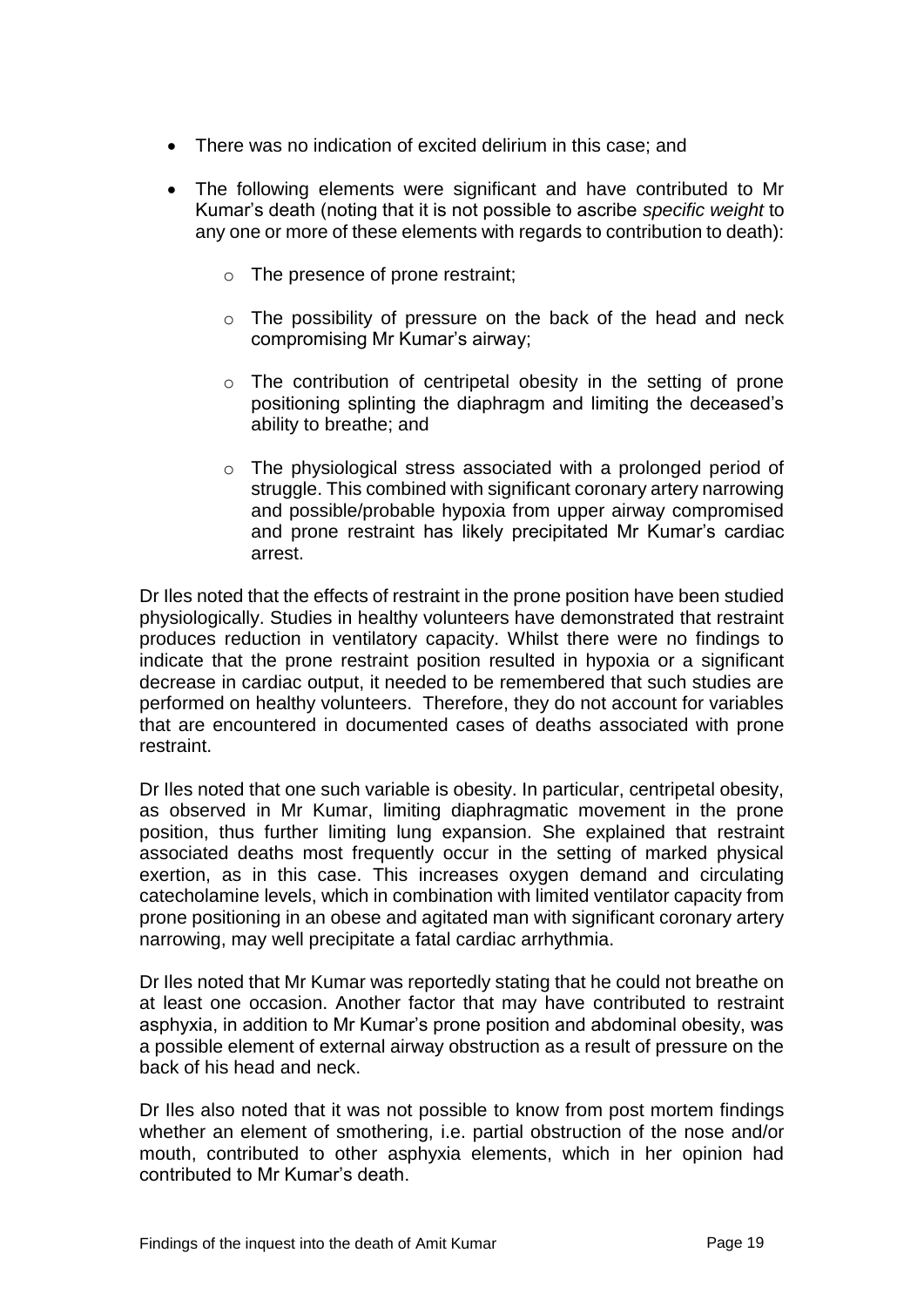- There was no indication of excited delirium in this case; and
- The following elements were significant and have contributed to Mr Kumar's death (noting that it is not possible to ascribe *specific weight* to any one or more of these elements with regards to contribution to death):
  - The presence of prone restraint;
  - The possibility of pressure on the back of the head and neck compromising Mr Kumar's airway;
  - The contribution of centripetal obesity in the setting of prone positioning splinting the diaphragm and limiting the deceased's ability to breathe; and
  - The physiological stress associated with a prolonged period of struggle. This combined with significant coronary artery narrowing and possible/probable hypoxia from upper airway compromised and prone restraint has likely precipitated Mr Kumar's cardiac arrest.

Dr Iles noted that the effects of restraint in the prone position have been studied physiologically. Studies in healthy volunteers have demonstrated that restraint produces reduction in ventilatory capacity. Whilst there were no findings to indicate that the prone restraint position resulted in hypoxia or a significant decrease in cardiac output, it needed to be remembered that such studies are performed on healthy volunteers. Therefore, they do not account for variables that are encountered in documented cases of deaths associated with prone restraint.

Dr Iles noted that one such variable is obesity. In particular, centripetal obesity, as observed in Mr Kumar, limiting diaphragmatic movement in the prone position, thus further limiting lung expansion. She explained that restraint associated deaths most frequently occur in the setting of marked physical exertion, as in this case. This increases oxygen demand and circulating catecholamine levels, which in combination with limited ventilator capacity from prone positioning in an obese and agitated man with significant coronary artery narrowing, may well precipitate a fatal cardiac arrhythmia.

Dr Iles noted that Mr Kumar was reportedly stating that he could not breathe on at least one occasion. Another factor that may have contributed to restraint asphyxia, in addition to Mr Kumar's prone position and abdominal obesity, was a possible element of external airway obstruction as a result of pressure on the back of his head and neck.

Dr Iles also noted that it was not possible to know from post mortem findings whether an element of smothering, i.e. partial obstruction of the nose and/or mouth, contributed to other asphyxia elements, which in her opinion had contributed to Mr Kumar's death.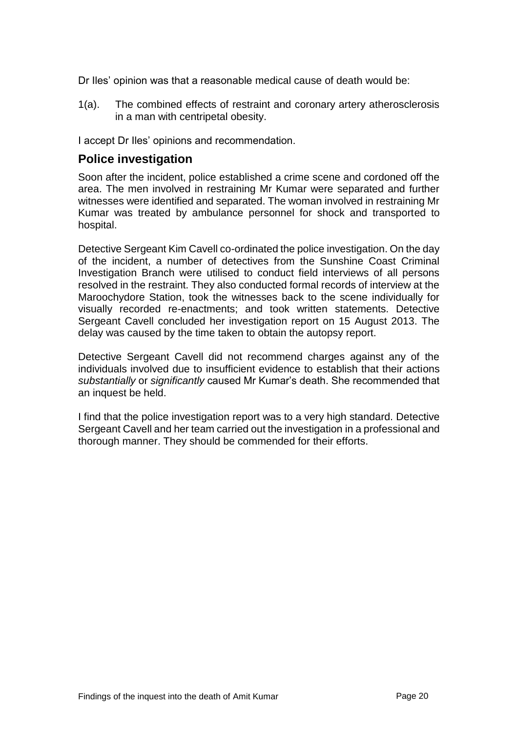Dr Iles' opinion was that a reasonable medical cause of death would be:

1(a). The combined effects of restraint and coronary artery atherosclerosis in a man with centripetal obesity.

I accept Dr Iles' opinions and recommendation.

## Police investigation

Soon after the incident, police established a crime scene and cordoned off the area. The men involved in restraining Mr Kumar were separated and further witnesses were identified and separated. The woman involved in restraining Mr Kumar was treated by ambulance personnel for shock and transported to hospital.

Detective Sergeant Kim Cavell co-ordinated the police investigation. On the day of the incident, a number of detectives from the Sunshine Coast Criminal Investigation Branch were utilised to conduct field interviews of all persons resolved in the restraint. They also conducted formal records of interview at the Maroochydore Station, took the witnesses back to the scene individually for visually recorded re-enactments; and took written statements. Detective Sergeant Cavell concluded her investigation report on 15 August 2013. The delay was caused by the time taken to obtain the autopsy report.

Detective Sergeant Cavell did not recommend charges against any of the individuals involved due to insufficient evidence to establish that their actions *substantially* or *significantly* caused Mr Kumar's death. She recommended that an inquest be held.

I find that the police investigation report was to a very high standard. Detective Sergeant Cavell and her team carried out the investigation in a professional and thorough manner. They should be commended for their efforts.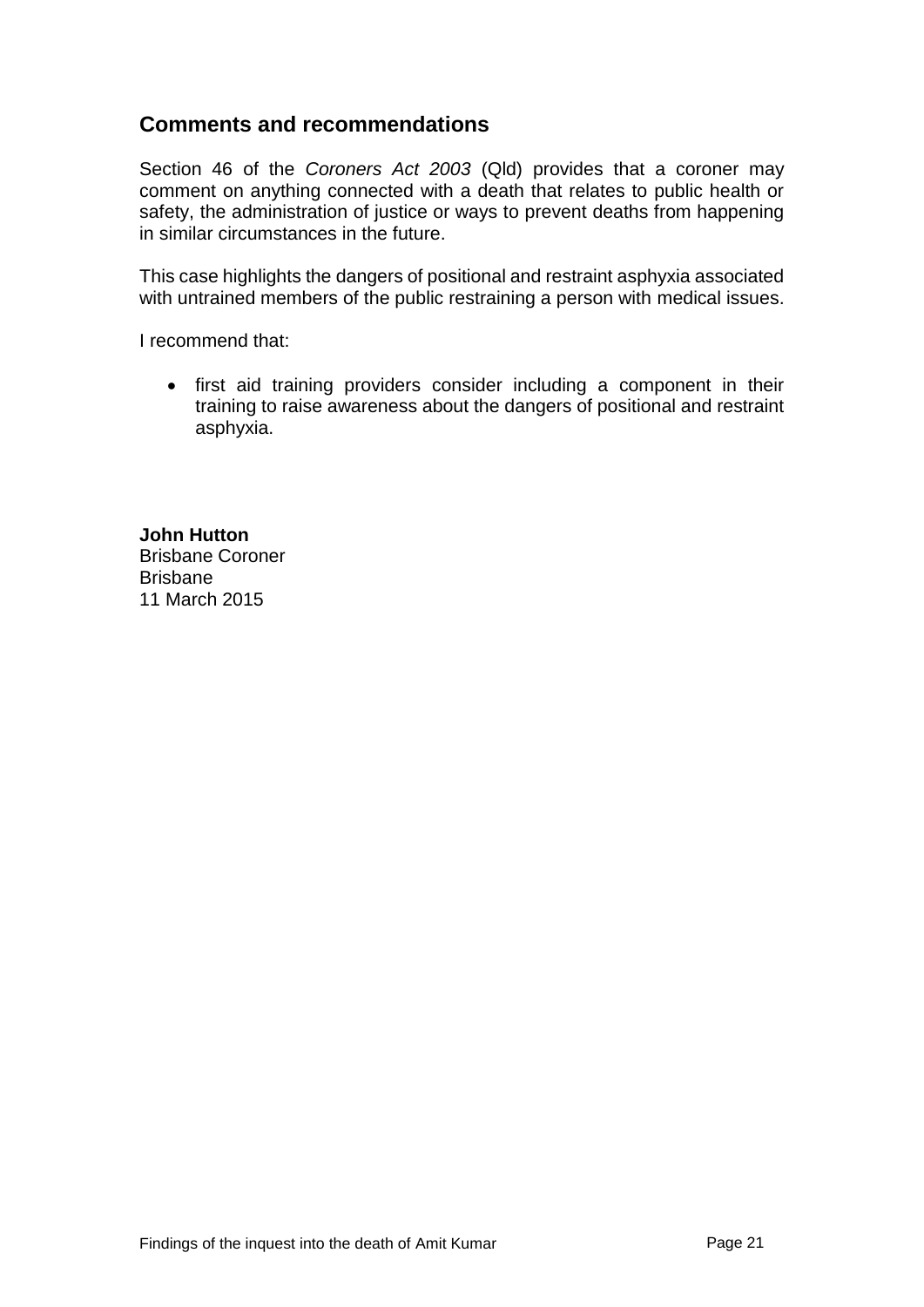## Comments and recommendations

Section 46 of the *Coroners Act 2003* (Qld) provides that a coroner may comment on anything connected with a death that relates to public health or safety, the administration of justice or ways to prevent deaths from happening in similar circumstances in the future.

This case highlights the dangers of positional and restraint asphyxia associated with untrained members of the public restraining a person with medical issues.

I recommend that:

- first aid training providers consider including a component in their training to raise awareness about the dangers of positional and restraint asphyxia.

**John Hutton**
Brisbane Coroner
Brisbane
11 March 2015